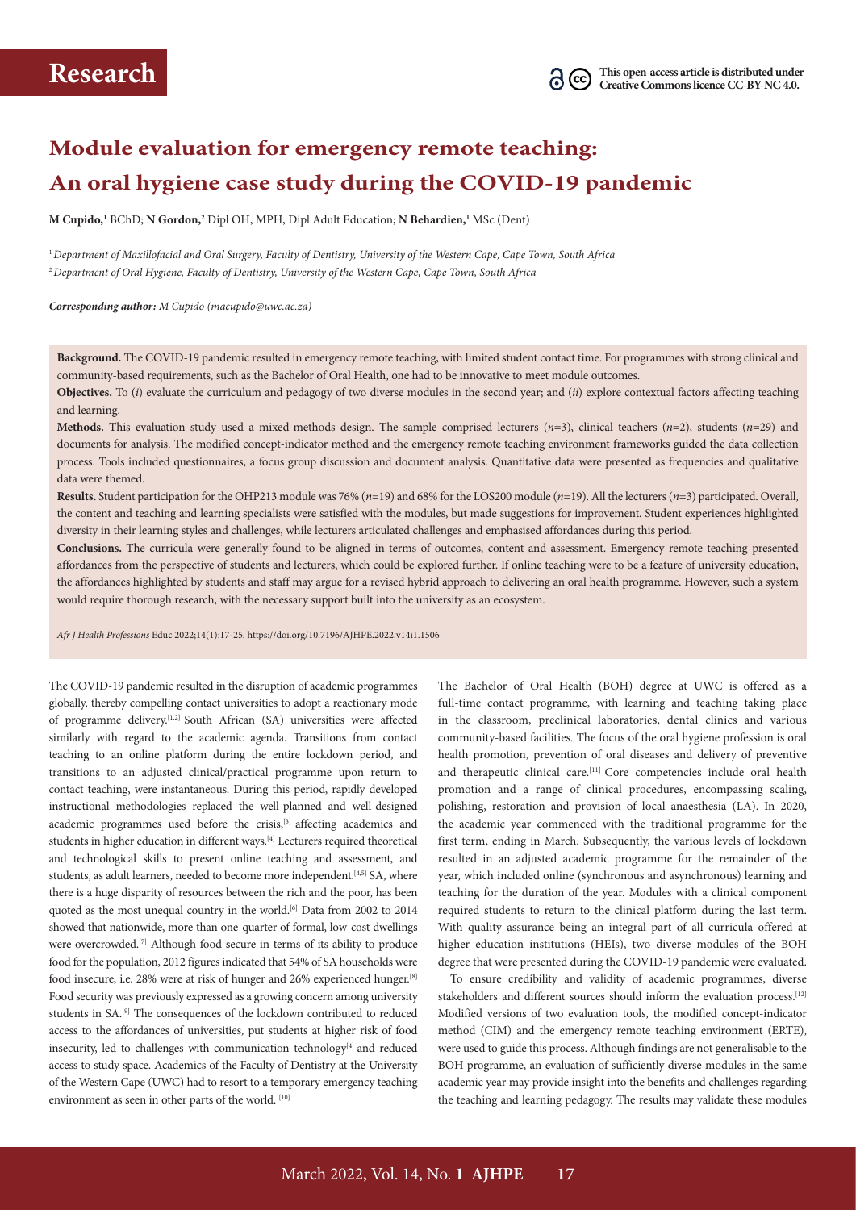# Module evaluation for emergency remote teaching: An oral hygiene case study during the COVID-19 pandemic

**M Cupido,**[1] BChD; **N Gordon,**[2] Dipl OH, MPH, Dipl Adult Education; **N Behardien,**[1] MSc (Dent)

[1] *Department of Maxillofacial and Oral Surgery, Faculty of Dentistry, University of the Western Cape, Cape Town, South Africa*
[2] *Department of Oral Hygiene, Faculty of Dentistry, University of the Western Cape, Cape Town, South Africa*

***Corresponding author:** M Cupido (macupido@uwc.ac.za)*

**Background.** The COVID-19 pandemic resulted in emergency remote teaching, with limited student contact time. For programmes with strong clinical and community-based requirements, such as the Bachelor of Oral Health, one had to be innovative to meet module outcomes.

**Objectives.** To (*i*) evaluate the curriculum and pedagogy of two diverse modules in the second year; and (*ii*) explore contextual factors affecting teaching and learning.

**Methods.** This evaluation study used a mixed-methods design. The sample comprised lecturers (*n*=3), clinical teachers (*n*=2), students (*n*=29) and documents for analysis. The modified concept-indicator method and the emergency remote teaching environment frameworks guided the data collection process. Tools included questionnaires, a focus group discussion and document analysis. Quantitative data were presented as frequencies and qualitative data were themed.

**Results.** Student participation for the OHP213 module was 76% (*n*=19) and 68% for the LOS200 module (*n*=19). All the lecturers (*n*=3) participated. Overall, the content and teaching and learning specialists were satisfied with the modules, but made suggestions for improvement. Student experiences highlighted diversity in their learning styles and challenges, while lecturers articulated challenges and emphasised affordances during this period.

**Conclusions.** The curricula were generally found to be aligned in terms of outcomes, content and assessment. Emergency remote teaching presented affordances from the perspective of students and lecturers, which could be explored further. If online teaching were to be a feature of university education, the affordances highlighted by students and staff may argue for a revised hybrid approach to delivering an oral health programme. However, such a system would require thorough research, with the necessary support built into the university as an ecosystem.

*Afr J Health Professions* Educ 2022;14(1):17-25. https://doi.org/10.7196/AJHPE.2022.v14i1.1506

The COVID-19 pandemic resulted in the disruption of academic programmes globally, thereby compelling contact universities to adopt a reactionary mode of programme delivery.[1,2] South African (SA) universities were affected similarly with regard to the academic agenda. Transitions from contact teaching to an online platform during the entire lockdown period, and transitions to an adjusted clinical/practical programme upon return to contact teaching, were instantaneous. During this period, rapidly developed instructional methodologies replaced the well-planned and well-designed academic programmes used before the crisis,[3] affecting academics and students in higher education in different ways.[4] Lecturers required theoretical and technological skills to present online teaching and assessment, and students, as adult learners, needed to become more independent.[4,5] SA, where there is a huge disparity of resources between the rich and the poor, has been quoted as the most unequal country in the world.[6] Data from 2002 to 2014 showed that nationwide, more than one-quarter of formal, low-cost dwellings were overcrowded.[7] Although food secure in terms of its ability to produce food for the population, 2012 figures indicated that 54% of SA households were food insecure, i.e. 28% were at risk of hunger and 26% experienced hunger.[8] Food security was previously expressed as a growing concern among university students in SA.[9] The consequences of the lockdown contributed to reduced access to the affordances of universities, put students at higher risk of food insecurity, led to challenges with communication technology[4] and reduced access to study space. Academics of the Faculty of Dentistry at the University of the Western Cape (UWC) had to resort to a temporary emergency teaching environment as seen in other parts of the world. [10]

The Bachelor of Oral Health (BOH) degree at UWC is offered as a full-time contact programme, with learning and teaching taking place in the classroom, preclinical laboratories, dental clinics and various community-based facilities. The focus of the oral hygiene profession is oral health promotion, prevention of oral diseases and delivery of preventive and therapeutic clinical care.[11] Core competencies include oral health promotion and a range of clinical procedures, encompassing scaling, polishing, restoration and provision of local anaesthesia (LA). In 2020, the academic year commenced with the traditional programme for the first term, ending in March. Subsequently, the various levels of lockdown resulted in an adjusted academic programme for the remainder of the year, which included online (synchronous and asynchronous) learning and teaching for the duration of the year. Modules with a clinical component required students to return to the clinical platform during the last term. With quality assurance being an integral part of all curricula offered at higher education institutions (HEIs), two diverse modules of the BOH degree that were presented during the COVID-19 pandemic were evaluated.

To ensure credibility and validity of academic programmes, diverse stakeholders and different sources should inform the evaluation process.[12] Modified versions of two evaluation tools, the modified concept-indicator method (CIM) and the emergency remote teaching environment (ERTE), were used to guide this process. Although findings are not generalisable to the BOH programme, an evaluation of sufficiently diverse modules in the same academic year may provide insight into the benefits and challenges regarding the teaching and learning pedagogy. The results may validate these modules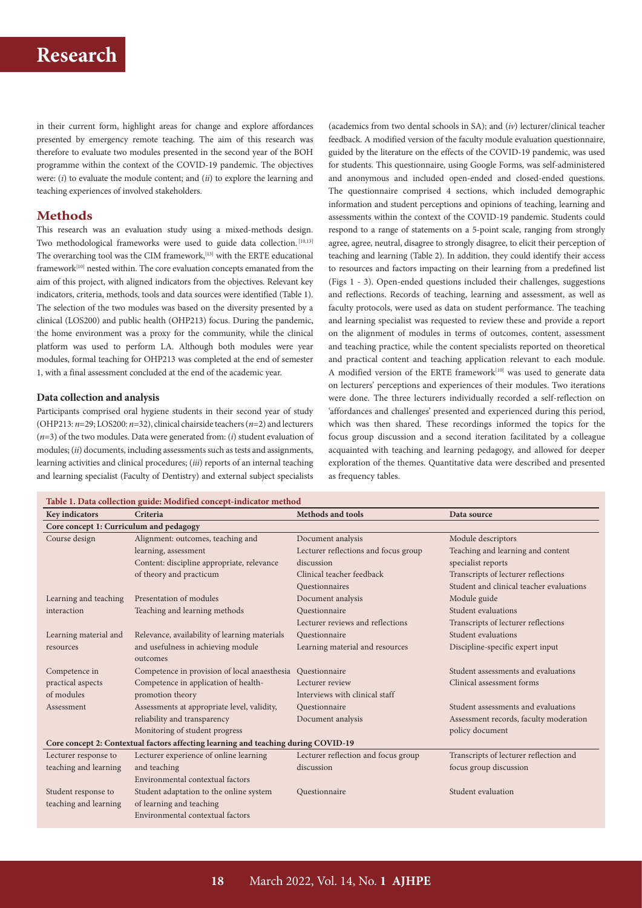in their current form, highlight areas for change and explore affordances presented by emergency remote teaching. The aim of this research was therefore to evaluate two modules presented in the second year of the BOH programme within the context of the COVID-19 pandemic. The objectives were: (*i*) to evaluate the module content; and (*ii*) to explore the learning and teaching experiences of involved stakeholders.

## Methods

This research was an evaluation study using a mixed-methods design. Two methodological frameworks were used to guide data collection.[10,13] The overarching tool was the CIM framework,[13] with the ERTE educational framework[10] nested within. The core evaluation concepts emanated from the aim of this project, with aligned indicators from the objectives. Relevant key indicators, criteria, methods, tools and data sources were identified (Table 1). The selection of the two modules was based on the diversity presented by a clinical (LOS200) and public health (OHP213) focus. During the pandemic, the home environment was a proxy for the community, while the clinical platform was used to perform LA. Although both modules were year modules, formal teaching for OHP213 was completed at the end of semester 1, with a final assessment concluded at the end of the academic year.

### Data collection and analysis

Participants comprised oral hygiene students in their second year of study (OHP213: *n*=29; LOS200: *n*=32), clinical chairside teachers (*n*=2) and lecturers (*n*=3) of the two modules. Data were generated from: (*i*) student evaluation of modules; (*ii*) documents, including assessments such as tests and assignments, learning activities and clinical procedures; (*iii*) reports of an internal teaching and learning specialist (Faculty of Dentistry) and external subject specialists (academics from two dental schools in SA); and (*iv*) lecturer/clinical teacher feedback. A modified version of the faculty module evaluation questionnaire, guided by the literature on the effects of the COVID-19 pandemic, was used for students. This questionnaire, using Google Forms, was self-administered and anonymous and included open-ended and closed-ended questions. The questionnaire comprised 4 sections, which included demographic information and student perceptions and opinions of teaching, learning and assessments within the context of the COVID-19 pandemic. Students could respond to a range of statements on a 5-point scale, ranging from strongly agree, agree, neutral, disagree to strongly disagree, to elicit their perception of teaching and learning (Table 2). In addition, they could identify their access to resources and factors impacting on their learning from a predefined list (Figs 1 - 3). Open-ended questions included their challenges, suggestions and reflections. Records of teaching, learning and assessment, as well as faculty protocols, were used as data on student performance. The teaching and learning specialist was requested to review these and provide a report on the alignment of modules in terms of outcomes, content, assessment and teaching practice, while the content specialists reported on theoretical and practical content and teaching application relevant to each module. A modified version of the ERTE framework[10] was used to generate data on lecturers' perceptions and experiences of their modules. Two iterations were done. The three lecturers individually recorded a self-reflection on 'affordances and challenges' presented and experienced during this period, which was then shared. These recordings informed the topics for the focus group discussion and a second iteration facilitated by a colleague acquainted with teaching and learning pedagogy, and allowed for deeper exploration of the themes. Quantitative data were described and presented as frequency tables.

**Table 1. Data collection guide: Modified concept-indicator method**

| Key indicators | Criteria | Methods and tools | Data source |
|---|---|---|---|
| **Core concept 1: Curriculum and pedagogy** | | | |
| Course design | Alignment: outcomes, teaching and learning, assessment<br>Content: discipline appropriate, relevance of theory and practicum | Document analysis<br>Lecturer reflections and focus group discussion<br>Clinical teacher feedback<br>Questionnaires | Module descriptors<br>Teaching and learning and content specialist reports<br>Transcripts of lecturer reflections<br>Student and clinical teacher evaluations |
| Learning and teaching interaction | Presentation of modules<br>Teaching and learning methods | Document analysis<br>Questionnaire<br>Lecturer reviews and reflections | Module guide<br>Student evaluations<br>Transcripts of lecturer reflections |
| Learning material and resources | Relevance, availability of learning materials and usefulness in achieving module outcomes | Questionnaire<br>Learning material and resources | Student evaluations<br>Discipline-specific expert input |
| Competence in practical aspects of modules | Competence in provision of local anaesthesia<br>Competence in application of health-promotion theory | Questionnaire<br>Lecturer review<br>Interviews with clinical staff | Student assessments and evaluations<br>Clinical assessment forms |
| Assessment | Assessments at appropriate level, validity, reliability and transparency<br>Monitoring of student progress | Questionnaire<br>Document analysis | Student assessments and evaluations<br>Assessment records, faculty moderation policy document |
| **Core concept 2: Contextual factors affecting learning and teaching during COVID-19** | | | |
| Lecturer response to teaching and learning | Lecturer experience of online learning and teaching<br>Environmental contextual factors | Lecturer reflection and focus group discussion | Transcripts of lecturer reflection and focus group discussion |
| Student response to teaching and learning | Student adaptation to the online system of learning and teaching<br>Environmental contextual factors | Questionnaire | Student evaluation |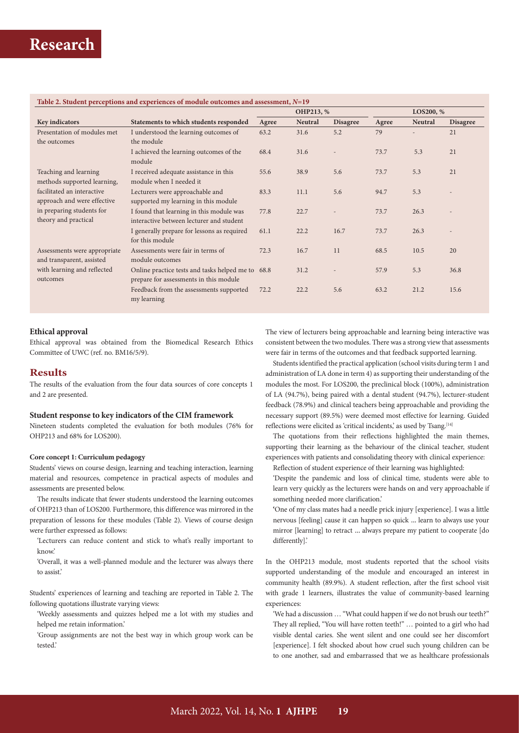**Table 2. Student perceptions and experiences of module outcomes and assessment, $N$=19**

| Key indicators | Statements to which students responded | OHP213, % | | | LOS200, % | | |
|---|---|---|---|---|---|---|---|
| | | Agree | Neutral | Disagree | Agree | Neutral | Disagree |
| Presentation of modules met the outcomes | I understood the learning outcomes of the module | 63.2 | 31.6 | 5.2 | 79 | - | 21 |
| | I achieved the learning outcomes of the module | 68.4 | 31.6 | - | 73.7 | 5.3 | 21 |
| Teaching and learning methods supported learning, facilitated an interactive approach and were effective in preparing students for theory and practical | I received adequate assistance in this module when I needed it | 55.6 | 38.9 | 5.6 | 73.7 | 5.3 | 21 |
| | Lecturers were approachable and supported my learning in this module | 83.3 | 11.1 | 5.6 | 94.7 | 5.3 | - |
| | I found that learning in this module was interactive between lecturer and student | 77.8 | 22.7 | - | 73.7 | 26.3 | - |
| | I generally prepare for lessons as required for this module | 61.1 | 22.2 | 16.7 | 73.7 | 26.3 | - |
| Assessments were appropriate and transparent, assisted with learning and reflected outcomes | Assessments were fair in terms of module outcomes | 72.3 | 16.7 | 11 | 68.5 | 10.5 | 20 |
| | Online practice tests and tasks helped me to prepare for assessments in this module | 68.8 | 31.2 | - | 57.9 | 5.3 | 36.8 |
| | Feedback from the assessments supported my learning | 72.2 | 22.2 | 5.6 | 63.2 | 21.2 | 15.6 |

### Ethical approval

Ethical approval was obtained from the Biomedical Research Ethics Committee of UWC (ref. no. BM16/5/9).

## Results

The results of the evaluation from the four data sources of core concepts 1 and 2 are presented.

### Student response to key indicators of the CIM framework

Nineteen students completed the evaluation for both modules (76% for OHP213 and 68% for LOS200).

#### Core concept 1: Curriculum pedagogy

Students' views on course design, learning and teaching interaction, learning material and resources, competence in practical aspects of modules and assessments are presented below.

The results indicate that fewer students understood the learning outcomes of OHP213 than of LOS200. Furthermore, this difference was mirrored in the preparation of lessons for these modules (Table 2). Views of course design were further expressed as follows:

'Lecturers can reduce content and stick to what's really important to know.'

'Overall, it was a well-planned module and the lecturer was always there to assist.'

Students' experiences of learning and teaching are reported in Table 2. The following quotations illustrate varying views:

'Weekly assessments and quizzes helped me a lot with my studies and helped me retain information.'

'Group assignments are not the best way in which group work can be tested.'

The view of lecturers being approachable and learning being interactive was consistent between the two modules. There was a strong view that assessments were fair in terms of the outcomes and that feedback supported learning.

Students identified the practical application (school visits during term 1 and administration of LA done in term 4) as supporting their understanding of the modules the most. For LOS200, the preclinical block (100%), administration of LA (94.7%), being paired with a dental student (94.7%), lecturer-student feedback (78.9%) and clinical teachers being approachable and providing the necessary support (89.5%) were deemed most effective for learning. Guided reflections were elicited as 'critical incidents,' as used by Tsang.[14]

The quotations from their reflections highlighted the main themes, supporting their learning as the behaviour of the clinical teacher, student experiences with patients and consolidating theory with clinical experience:

Reflection of student experience of their learning was highlighted:

'Despite the pandemic and loss of clinical time, students were able to learn very quickly as the lecturers were hands on and very approachable if something needed more clarification.'

'One of my class mates had a needle prick injury [experience]. I was a little nervous [feeling] cause it can happen so quick ... learn to always use your mirror [learning] to retract ... always prepare my patient to cooperate [do differently].'

In the OHP213 module, most students reported that the school visits supported understanding of the module and encouraged an interest in community health (89.9%). A student reflection, after the first school visit with grade 1 learners, illustrates the value of community-based learning experiences:

'We had a discussion … "What could happen if we do not brush our teeth?" They all replied, "You will have rotten teeth!" … pointed to a girl who had visible dental caries. She went silent and one could see her discomfort [experience]. I felt shocked about how cruel such young children can be to one another, sad and embarrassed that we as healthcare professionals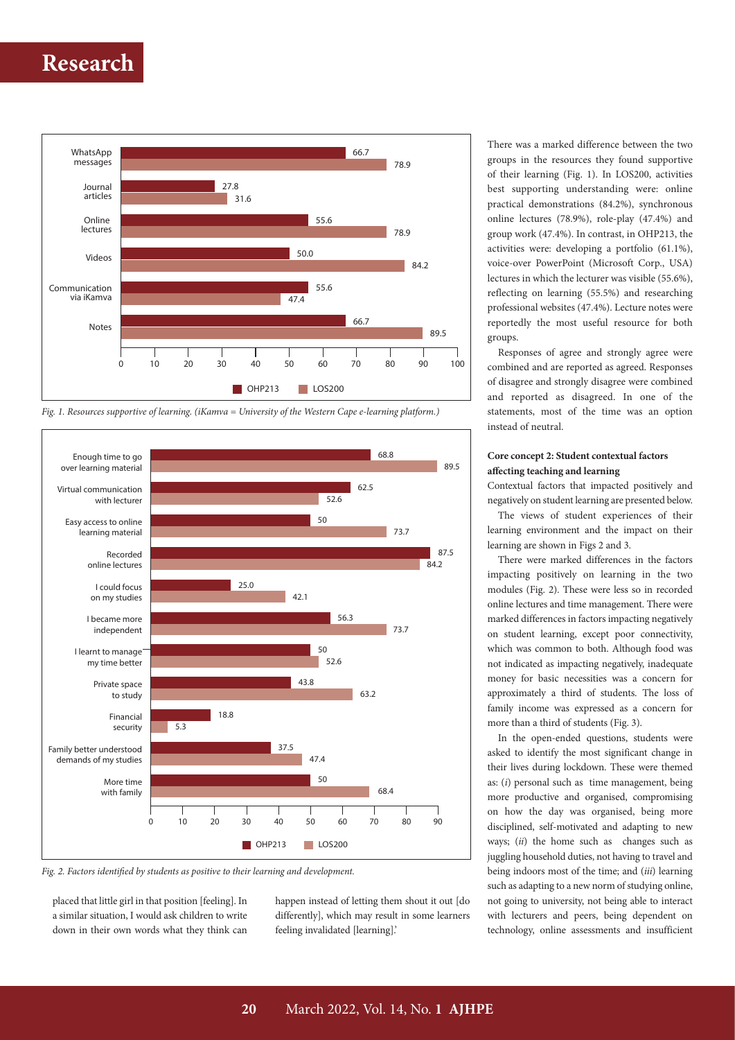WhatsApp messages
66.7
78.9
Journal articles
27.8
31.6
Online lectures
55.6
78.9
Videos
50.0
84.2
Communication via iKamva
55.6
47.4
Notes
66.7
89.5
0 10 20 30 40 50 60 70 80 90 100
OHP213 LOS200

*Fig. 1. Resources supportive of learning. (iKamva = University of the Western Cape e-learning platform.)*

Enough time to go over learning material
68.8
89.5
Virtual communication with lecturer
62.5
52.6
Easy access to online learning material
50
73.7
Recorded online lectures
87.5
84.2
I could focus on my studies
25.0
42.1
I became more independent
56.3
73.7
I learnt to manage my time better
50
52.6
Private space to study
43.8
63.2
Financial security
18.8
5.3
Family better understood demands of my studies
37.5
47.4
More time with family
50
68.4
0 10 20 30 40 50 60 70 80 90
OHP213 LOS200

*Fig. 2. Factors identified by students as positive to their learning and development.*

placed that little girl in that position [feeling]. In a similar situation, I would ask children to write down in their own words what they think can happen instead of letting them shout it out [do differently], which may result in some learners feeling invalidated [learning].'

There was a marked difference between the two groups in the resources they found supportive of their learning (Fig. 1). In LOS200, activities best supporting understanding were: online practical demonstrations (84.2%), synchronous online lectures (78.9%), role-play (47.4%) and group work (47.4%). In contrast, in OHP213, the activities were: developing a portfolio (61.1%), voice-over PowerPoint (Microsoft Corp., USA) lectures in which the lecturer was visible (55.6%), reflecting on learning (55.5%) and researching professional websites (47.4%). Lecture notes were reportedly the most useful resource for both groups.

Responses of agree and strongly agree were combined and are reported as agreed. Responses of disagree and strongly disagree were combined and reported as disagreed. In one of the statements, most of the time was an option instead of neutral.

### Core concept 2: Student contextual factors affecting teaching and learning

Contextual factors that impacted positively and negatively on student learning are presented below.

The views of student experiences of their learning environment and the impact on their learning are shown in Figs 2 and 3.

There were marked differences in the factors impacting positively on learning in the two modules (Fig. 2). These were less so in recorded online lectures and time management. There were marked differences in factors impacting negatively on student learning, except poor connectivity, which was common to both. Although food was not indicated as impacting negatively, inadequate money for basic necessities was a concern for approximately a third of students. The loss of family income was expressed as a concern for more than a third of students (Fig. 3).

In the open-ended questions, students were asked to identify the most significant change in their lives during lockdown. These were themed as: (*i*) personal such as time management, being more productive and organised, compromising on how the day was organised, being more disciplined, self-motivated and adapting to new ways; (*ii*) the home such as changes such as juggling household duties, not having to travel and being indoors most of the time; and (*iii*) learning such as adapting to a new norm of studying online, not going to university, not being able to interact with lecturers and peers, being dependent on technology, online assessments and insufficient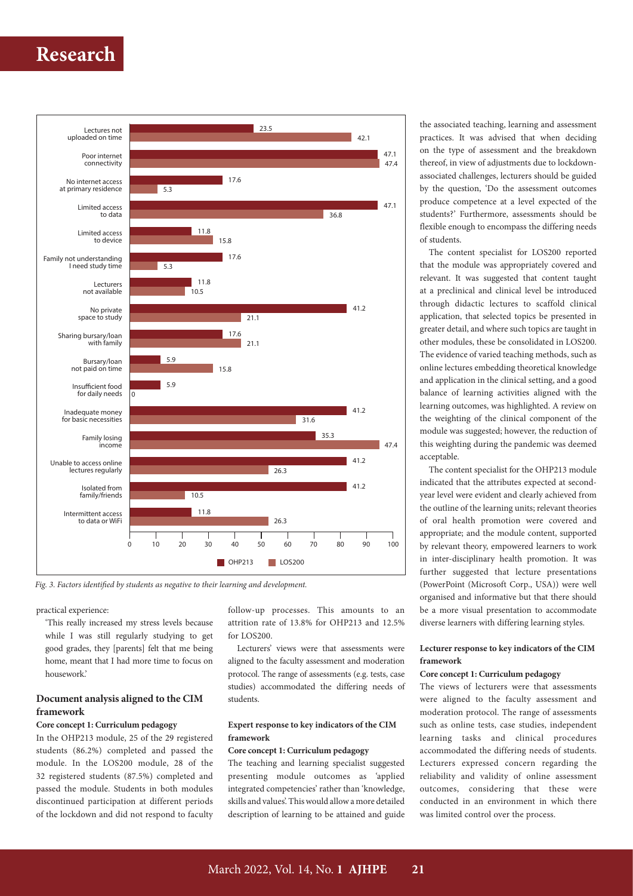Lectures not uploaded on time
23.5
42.1
Poor internet connectivity
47.1
47.4
No internet access at primary residence
17.6
5.3
Limited access to data
47.1
36.8
Limited access to device
11.8
15.8
Family not understanding I need study time
17.6
5.3
Lecturers not available
11.8
10.5
No private space to study
41.2
21.1
Sharing bursary/loan with family
17.6
21.1
Bursary/loan not paid on time
5.9
15.8
Insufficient food for daily needs
5.9
0
Inadequate money for basic necessities
41.2
31.6
Family losing income
35.3
47.4
Unable to access online lectures regularly
41.2
26.3
Isolated from family/friends
41.2
10.5
Intermittent access to data or WiFi
11.8
26.3
0 10 20 30 40 50 60 70 80 90 100
OHP213 LOS200

*Fig. 3. Factors identified by students as negative to their learning and development.*

practical experience:

'This really increased my stress levels because while I was still regularly studying to get good grades, they [parents] felt that me being home, meant that I had more time to focus on housework.'

### Document analysis aligned to the CIM framework

**Core concept 1: Curriculum pedagogy**

In the OHP213 module, 25 of the 29 registered students (86.2%) completed and passed the module. In the LOS200 module, 28 of the 32 registered students (87.5%) completed and passed the module. Students in both modules discontinued participation at different periods of the lockdown and did not respond to faculty follow-up processes. This amounts to an attrition rate of 13.8% for OHP213 and 12.5% for LOS200.

Lecturers' views were that assessments were aligned to the faculty assessment and moderation protocol. The range of assessments (e.g. tests, case studies) accommodated the differing needs of students.

### Expert response to key indicators of the CIM framework

**Core concept 1: Curriculum pedagogy**

The teaching and learning specialist suggested presenting module outcomes as 'applied integrated competencies' rather than 'knowledge, skills and values'. This would allow a more detailed description of learning to be attained and guide the associated teaching, learning and assessment practices. It was advised that when deciding on the type of assessment and the breakdown thereof, in view of adjustments due to lockdown-associated challenges, lecturers should be guided by the question, 'Do the assessment outcomes produce competence at a level expected of the students?' Furthermore, assessments should be flexible enough to encompass the differing needs of students.

The content specialist for LOS200 reported that the module was appropriately covered and relevant. It was suggested that content taught at a preclinical and clinical level be introduced through didactic lectures to scaffold clinical application, that selected topics be presented in greater detail, and where such topics are taught in other modules, these be consolidated in LOS200. The evidence of varied teaching methods, such as online lectures embedding theoretical knowledge and application in the clinical setting, and a good balance of learning activities aligned with the learning outcomes, was highlighted. A review on the weighting of the clinical component of the module was suggested; however, the reduction of this weighting during the pandemic was deemed acceptable.

The content specialist for the OHP213 module indicated that the attributes expected at second-year level were evident and clearly achieved from the outline of the learning units; relevant theories of oral health promotion were covered and appropriate; and the module content, supported by relevant theory, empowered learners to work in inter-disciplinary health promotion. It was further suggested that lecture presentations (PowerPoint (Microsoft Corp., USA)) were well organised and informative but that there should be a more visual presentation to accommodate diverse learners with differing learning styles.

### Lecturer response to key indicators of the CIM framework

**Core concept 1: Curriculum pedagogy**

The views of lecturers were that assessments were aligned to the faculty assessment and moderation protocol. The range of assessments such as online tests, case studies, independent learning tasks and clinical procedures accommodated the differing needs of students. Lecturers expressed concern regarding the reliability and validity of online assessment outcomes, considering that these were conducted in an environment in which there was limited control over the process.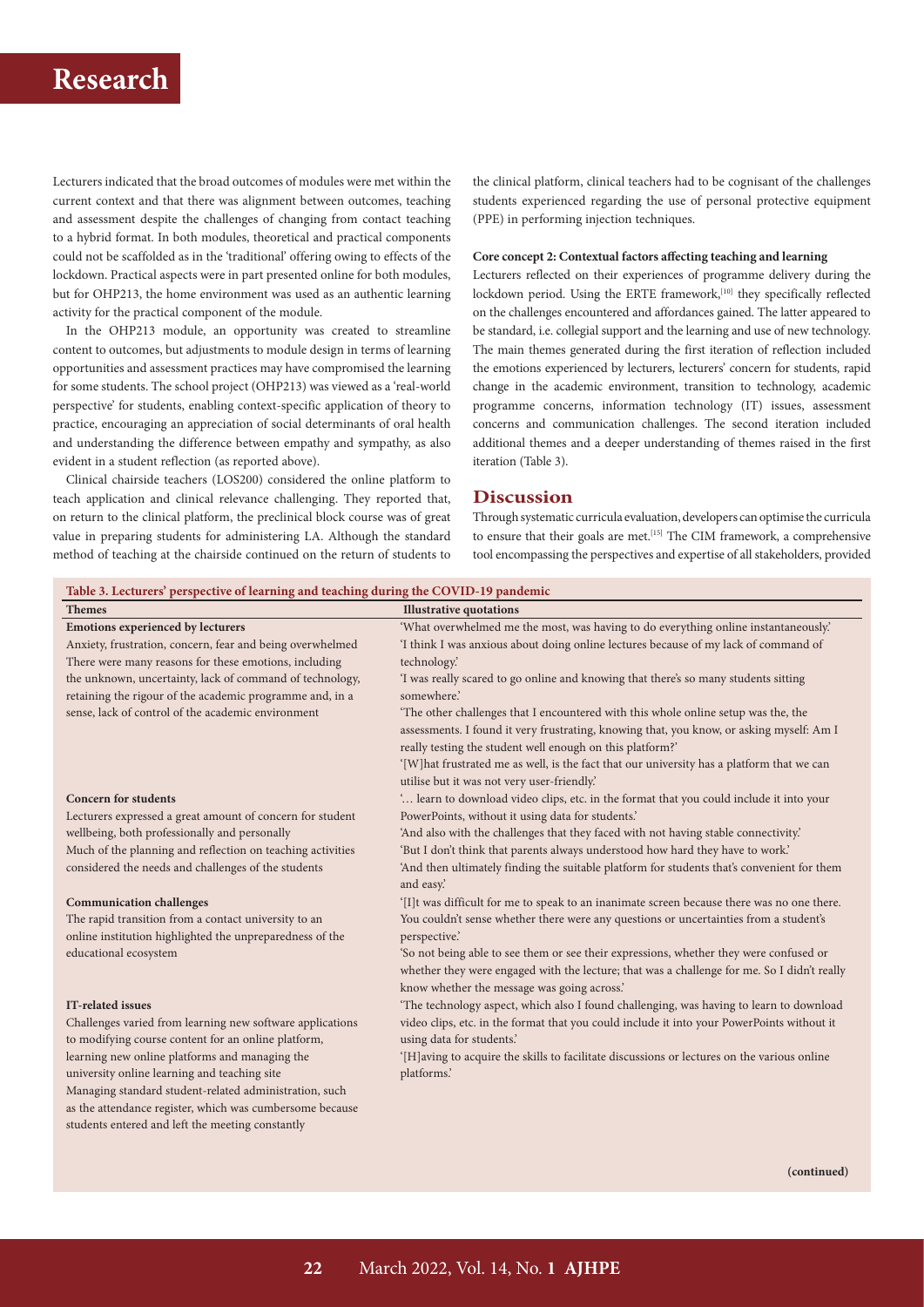Lecturers indicated that the broad outcomes of modules were met within the current context and that there was alignment between outcomes, teaching and assessment despite the challenges of changing from contact teaching to a hybrid format. In both modules, theoretical and practical components could not be scaffolded as in the 'traditional' offering owing to effects of the lockdown. Practical aspects were in part presented online for both modules, but for OHP213, the home environment was used as an authentic learning activity for the practical component of the module.

In the OHP213 module, an opportunity was created to streamline content to outcomes, but adjustments to module design in terms of learning opportunities and assessment practices may have compromised the learning for some students. The school project (OHP213) was viewed as a 'real-world perspective' for students, enabling context-specific application of theory to practice, encouraging an appreciation of social determinants of oral health and understanding the difference between empathy and sympathy, as also evident in a student reflection (as reported above).

Clinical chairside teachers (LOS200) considered the online platform to teach application and clinical relevance challenging. They reported that, on return to the clinical platform, the preclinical block course was of great value in preparing students for administering LA. Although the standard method of teaching at the chairside continued on the return of students to the clinical platform, clinical teachers had to be cognisant of the challenges students experienced regarding the use of personal protective equipment (PPE) in performing injection techniques.

**Core concept 2: Contextual factors affecting teaching and learning**

Lecturers reflected on their experiences of programme delivery during the lockdown period. Using the ERTE framework,[10] they specifically reflected on the challenges encountered and affordances gained. The latter appeared to be standard, i.e. collegial support and the learning and use of new technology. The main themes generated during the first iteration of reflection included the emotions experienced by lecturers, lecturers' concern for students, rapid change in the academic environment, transition to technology, academic programme concerns, information technology (IT) issues, assessment concerns and communication challenges. The second iteration included additional themes and a deeper understanding of themes raised in the first iteration (Table 3).

## Discussion

Through systematic curricula evaluation, developers can optimise the curricula to ensure that their goals are met.[15] The CIM framework, a comprehensive tool encompassing the perspectives and expertise of all stakeholders, provided

**Table 3. Lecturers' perspective of learning and teaching during the COVID-19 pandemic**

| Themes | Illustrative quotations |
|---|---|
| **Emotions experienced by lecturers**<br>Anxiety, frustration, concern, fear and being overwhelmed<br>There were many reasons for these emotions, including the unknown, uncertainty, lack of command of technology, retaining the rigour of the academic programme and, in a sense, lack of control of the academic environment | 'What overwhelmed me the most, was having to do everything online instantaneously.'<br>'I think I was anxious about doing online lectures because of my lack of command of technology.'<br>'I was really scared to go online and knowing that there's so many students sitting somewhere.'<br>'The other challenges that I encountered with this whole online setup was the, the assessments. I found it very frustrating, knowing that, you know, or asking myself: Am I really testing the student well enough on this platform?'<br>'[W]hat frustrated me as well, is the fact that our university has a platform that we can utilise but it was not very user-friendly.' |
| **Concern for students**<br>Lecturers expressed a great amount of concern for student wellbeing, both professionally and personally<br>Much of the planning and reflection on teaching activities considered the needs and challenges of the students | '… learn to download video clips, etc. in the format that you could include it into your PowerPoints, without it using data for students.'<br>'And also with the challenges that they faced with not having stable connectivity.'<br>'But I don't think that parents always understood how hard they have to work.'<br>'And then ultimately finding the suitable platform for students that's convenient for them and easy.' |
| **Communication challenges**<br>The rapid transition from a contact university to an online institution highlighted the unpreparedness of the educational ecosystem | '[I]t was difficult for me to speak to an inanimate screen because there was no one there. You couldn't sense whether there were any questions or uncertainties from a student's perspective.'<br>'So not being able to see them or see their expressions, whether they were confused or whether they were engaged with the lecture; that was a challenge for me. So I didn't really know whether the message was going across.' |
| **IT-related issues**<br>Challenges varied from learning new software applications to modifying course content for an online platform, learning new online platforms and managing the university online learning and teaching site<br>Managing standard student-related administration, such as the attendance register, which was cumbersome because students entered and left the meeting constantly | 'The technology aspect, which also I found challenging, was having to learn to download video clips, etc. in the format that you could include it into your PowerPoints without it using data for students.'<br>'[H]aving to acquire the skills to facilitate discussions or lectures on the various online platforms.' |

(continued)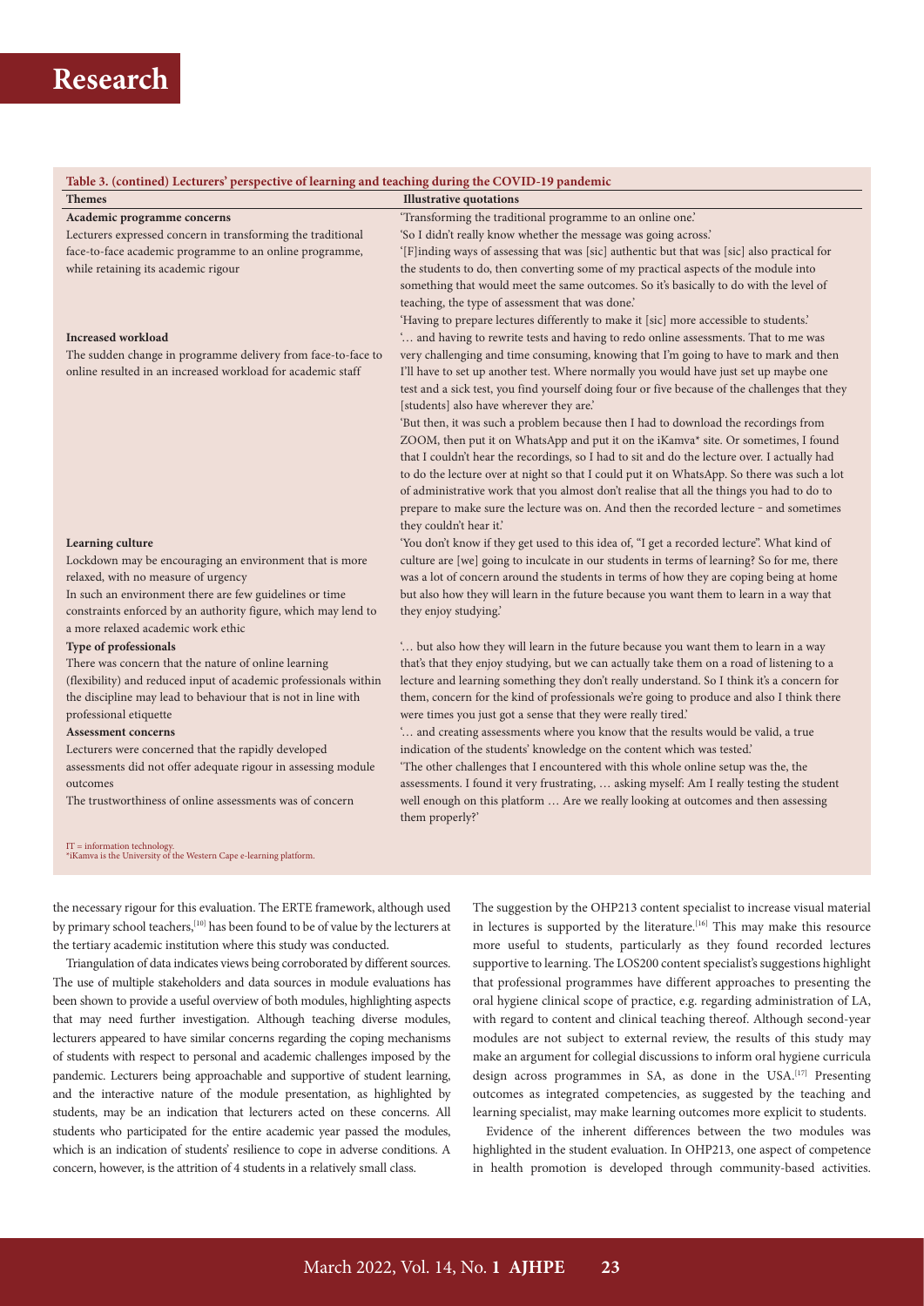**Table 3. (contined) Lecturers' perspective of learning and teaching during the COVID-19 pandemic**

| Themes | Illustrative quotations |
|---|---|
| **Academic programme concerns**<br>Lecturers expressed concern in transforming the traditional face-to-face academic programme to an online programme, while retaining its academic rigour | 'Transforming the traditional programme to an online one.'<br>'So I didn't really know whether the message was going across.'<br>'[F]inding ways of assessing that was [sic] authentic but that was [sic] also practical for the students to do, then converting some of my practical aspects of the module into something that would meet the same outcomes. So it's basically to do with the level of teaching, the type of assessment that was done.'<br>'Having to prepare lectures differently to make it [sic] more accessible to students.' |
| **Increased workload**<br>The sudden change in programme delivery from face-to-face to online resulted in an increased workload for academic staff | '… and having to rewrite tests and having to redo online assessments. That to me was very challenging and time consuming, knowing that I'm going to have to mark and then I'll have to set up another test. Where normally you would have just set up maybe one test and a sick test, you find yourself doing four or five because of the challenges that they [students] also have wherever they are.'<br>'But then, it was such a problem because then I had to download the recordings from ZOOM, then put it on WhatsApp and put it on the iKamva* site. Or sometimes, I found that I couldn't hear the recordings, so I had to sit and do the lecture over. I actually had to do the lecture over at night so that I could put it on WhatsApp. So there was such a lot of administrative work that you almost don't realise that all the things you had to do to prepare to make sure the lecture was on. And then the recorded lecture - and sometimes they couldn't hear it.' |
| **Learning culture**<br>Lockdown may be encouraging an environment that is more relaxed, with no measure of urgency<br>In such an environment there are few guidelines or time constraints enforced by an authority figure, which may lend to a more relaxed academic work ethic | 'You don't know if they get used to this idea of, "I get a recorded lecture". What kind of culture are [we] going to inculcate in our students in terms of learning? So for me, there was a lot of concern around the students in terms of how they are coping being at home but also how they will learn in the future because you want them to learn in a way that they enjoy studying.' |
| **Type of professionals**<br>There was concern that the nature of online learning (flexibility) and reduced input of academic professionals within the discipline may lead to behaviour that is not in line with professional etiquette | '… but also how they will learn in the future because you want them to learn in a way that's that they enjoy studying, but we can actually take them on a road of listening to a lecture and learning something they don't really understand. So I think it's a concern for them, concern for the kind of professionals we're going to produce and also I think there were times you just got a sense that they were really tired.' |
| **Assessment concerns**<br>Lecturers were concerned that the rapidly developed assessments did not offer adequate rigour in assessing module outcomes<br>The trustworthiness of online assessments was of concern | '… and creating assessments where you know that the results would be valid, a true indication of the students' knowledge on the content which was tested.'<br>'The other challenges that I encountered with this whole online setup was the, the assessments. I found it very frustrating, … asking myself: Am I really testing the student well enough on this platform … Are we really looking at outcomes and then assessing them properly?' |

IT = information technology.
*iKamva is the University of the Western Cape e-learning platform.

the necessary rigour for this evaluation. The ERTE framework, although used by primary school teachers,[10] has been found to be of value by the lecturers at the tertiary academic institution where this study was conducted.

Triangulation of data indicates views being corroborated by different sources. The use of multiple stakeholders and data sources in module evaluations has been shown to provide a useful overview of both modules, highlighting aspects that may need further investigation. Although teaching diverse modules, lecturers appeared to have similar concerns regarding the coping mechanisms of students with respect to personal and academic challenges imposed by the pandemic. Lecturers being approachable and supportive of student learning, and the interactive nature of the module presentation, as highlighted by students, may be an indication that lecturers acted on these concerns. All students who participated for the entire academic year passed the modules, which is an indication of students' resilience to cope in adverse conditions. A concern, however, is the attrition of 4 students in a relatively small class.

The suggestion by the OHP213 content specialist to increase visual material in lectures is supported by the literature.[16] This may make this resource more useful to students, particularly as they found recorded lectures supportive to learning. The LOS200 content specialist's suggestions highlight that professional programmes have different approaches to presenting the oral hygiene clinical scope of practice, e.g. regarding administration of LA, with regard to content and clinical teaching thereof. Although second-year modules are not subject to external review, the results of this study may make an argument for collegial discussions to inform oral hygiene curricula design across programmes in SA, as done in the USA.[17] Presenting outcomes as integrated competencies, as suggested by the teaching and learning specialist, may make learning outcomes more explicit to students.

Evidence of the inherent differences between the two modules was highlighted in the student evaluation. In OHP213, one aspect of competence in health promotion is developed through community-based activities.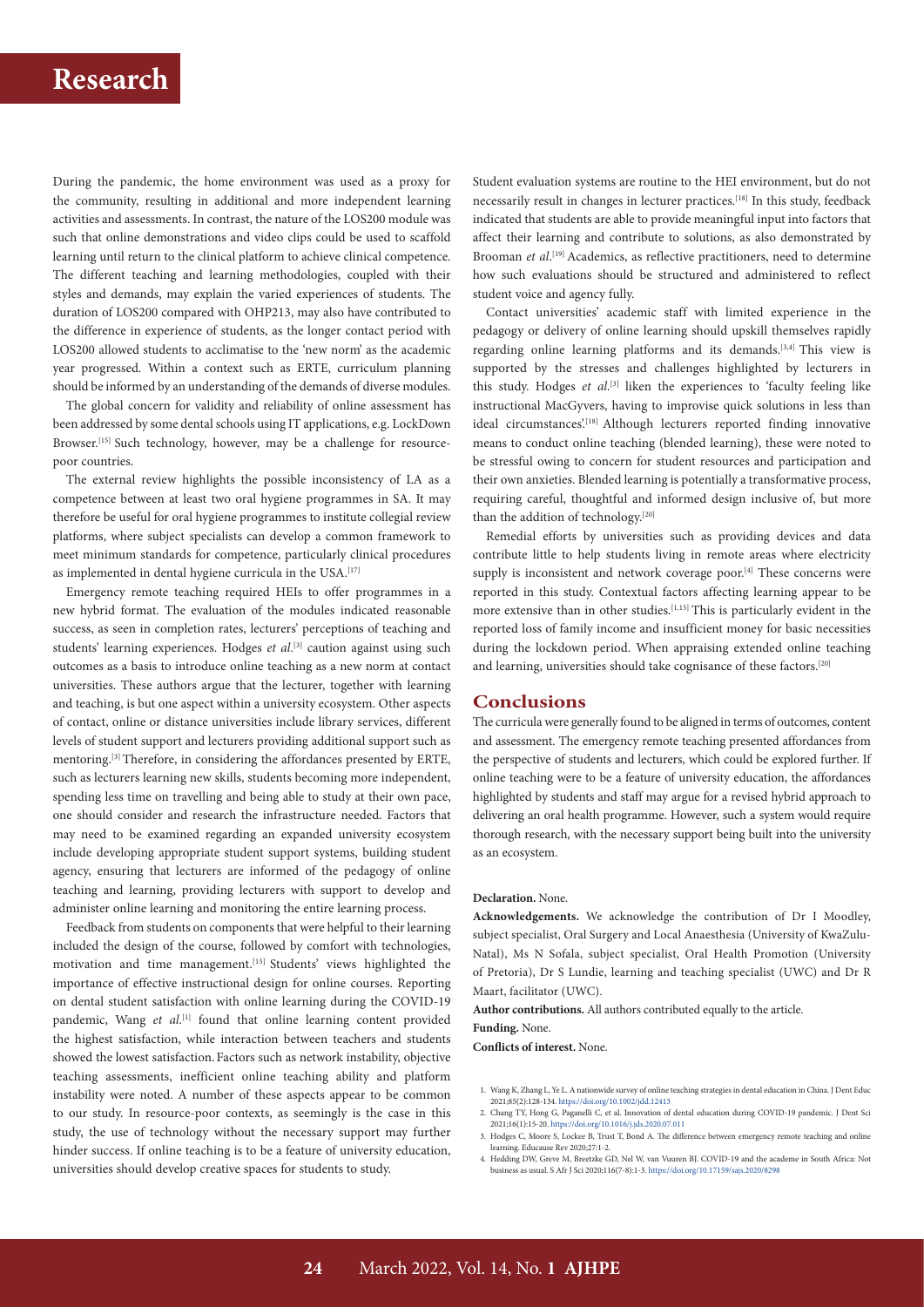During the pandemic, the home environment was used as a proxy for the community, resulting in additional and more independent learning activities and assessments. In contrast, the nature of the LOS200 module was such that online demonstrations and video clips could be used to scaffold learning until return to the clinical platform to achieve clinical competence. The different teaching and learning methodologies, coupled with their styles and demands, may explain the varied experiences of students. The duration of LOS200 compared with OHP213, may also have contributed to the difference in experience of students, as the longer contact period with LOS200 allowed students to acclimatise to the 'new norm' as the academic year progressed. Within a context such as ERTE, curriculum planning should be informed by an understanding of the demands of diverse modules.

The global concern for validity and reliability of online assessment has been addressed by some dental schools using IT applications, e.g. LockDown Browser.[15] Such technology, however, may be a challenge for resource-poor countries.

The external review highlights the possible inconsistency of LA as a competence between at least two oral hygiene programmes in SA. It may therefore be useful for oral hygiene programmes to institute collegial review platforms, where subject specialists can develop a common framework to meet minimum standards for competence, particularly clinical procedures as implemented in dental hygiene curricula in the USA.[17]

Emergency remote teaching required HEIs to offer programmes in a new hybrid format. The evaluation of the modules indicated reasonable success, as seen in completion rates, lecturers' perceptions of teaching and students' learning experiences. Hodges *et al*.[3] caution against using such outcomes as a basis to introduce online teaching as a new norm at contact universities. These authors argue that the lecturer, together with learning and teaching, is but one aspect within a university ecosystem. Other aspects of contact, online or distance universities include library services, different levels of student support and lecturers providing additional support such as mentoring.[3] Therefore, in considering the affordances presented by ERTE, such as lecturers learning new skills, students becoming more independent, spending less time on travelling and being able to study at their own pace, one should consider and research the infrastructure needed. Factors that may need to be examined regarding an expanded university ecosystem include developing appropriate student support systems, building student agency, ensuring that lecturers are informed of the pedagogy of online teaching and learning, providing lecturers with support to develop and administer online learning and monitoring the entire learning process.

Feedback from students on components that were helpful to their learning included the design of the course, followed by comfort with technologies, motivation and time management.[15] Students' views highlighted the importance of effective instructional design for online courses. Reporting on dental student satisfaction with online learning during the COVID-19 pandemic, Wang *et al*.[1] found that online learning content provided the highest satisfaction, while interaction between teachers and students showed the lowest satisfaction. Factors such as network instability, objective teaching assessments, inefficient online teaching ability and platform instability were noted. A number of these aspects appear to be common to our study. In resource-poor contexts, as seemingly is the case in this study, the use of technology without the necessary support may further hinder success. If online teaching is to be a feature of university education, universities should develop creative spaces for students to study.

Student evaluation systems are routine to the HEI environment, but do not necessarily result in changes in lecturer practices.[18] In this study, feedback indicated that students are able to provide meaningful input into factors that affect their learning and contribute to solutions, as also demonstrated by Brooman *et al*.[19] Academics, as reflective practitioners, need to determine how such evaluations should be structured and administered to reflect student voice and agency fully.

Contact universities' academic staff with limited experience in the pedagogy or delivery of online learning should upskill themselves rapidly regarding online learning platforms and its demands.[3,4] This view is supported by the stresses and challenges highlighted by lecturers in this study. Hodges *et al*.[3] liken the experiences to 'faculty feeling like instructional MacGyvers, having to improvise quick solutions in less than ideal circumstances'.[18] Although lecturers reported finding innovative means to conduct online teaching (blended learning), these were noted to be stressful owing to concern for student resources and participation and their own anxieties. Blended learning is potentially a transformative process, requiring careful, thoughtful and informed design inclusive of, but more than the addition of technology.[20]

Remedial efforts by universities such as providing devices and data contribute little to help students living in remote areas where electricity supply is inconsistent and network coverage poor.[4] These concerns were reported in this study. Contextual factors affecting learning appear to be more extensive than in other studies.[1,15] This is particularly evident in the reported loss of family income and insufficient money for basic necessities during the lockdown period. When appraising extended online teaching and learning, universities should take cognisance of these factors.[20]

## Conclusions

The curricula were generally found to be aligned in terms of outcomes, content and assessment. The emergency remote teaching presented affordances from the perspective of students and lecturers, which could be explored further. If online teaching were to be a feature of university education, the affordances highlighted by students and staff may argue for a revised hybrid approach to delivering an oral health programme. However, such a system would require thorough research, with the necessary support being built into the university as an ecosystem.

**Declaration.** None.

**Acknowledgements.** We acknowledge the contribution of Dr I Moodley, subject specialist, Oral Surgery and Local Anaesthesia (University of KwaZulu-Natal), Ms N Sofala, subject specialist, Oral Health Promotion (University of Pretoria), Dr S Lundie, learning and teaching specialist (UWC) and Dr R Maart, facilitator (UWC).

**Author contributions.** All authors contributed equally to the article.

**Funding.** None.

**Conflicts of interest.** None.

1. Wang K, Zhang L, Ye L. A nationwide survey of online teaching strategies in dental education in China. J Dent Educ 2021;85(2):128-134. https://doi.org/10.1002/jdd.12413
2. Chang TY, Hong G, Paganelli C, et al. Innovation of dental education during COVID-19 pandemic. J Dent Sci 2021;16(1):15-20. https://doi.org/10.1016/j.jds.2020.07.011
3. Hodges C, Moore S, Lockee B, Trust T, Bond A. The difference between emergency remote teaching and online learning. Educause Rev 2020;27:1-2.
4. Hedding DW, Greve M, Breetzke GD, Nel W, van Vuuren BJ. COVID-19 and the academe in South Africa: Not business as usual. S Afr J Sci 2020;116(7-8):1-3. https://doi.org/10.17159/sajs.2020/8298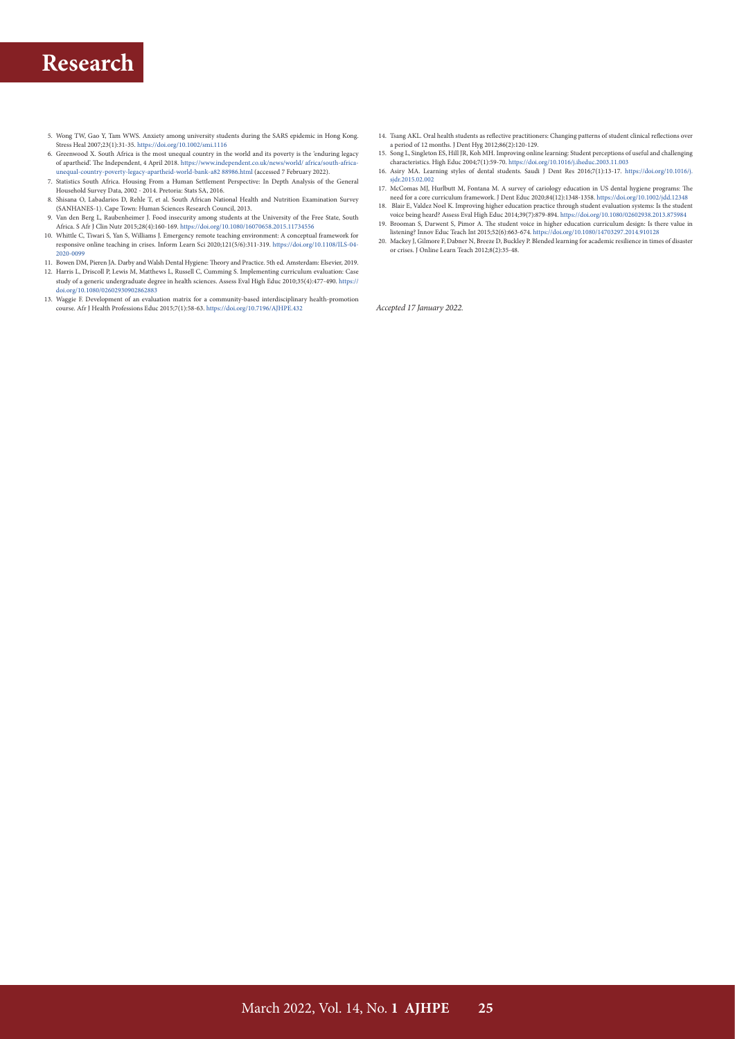5. Wong TW, Gao Y, Tam WWS. Anxiety among university students during the SARS epidemic in Hong Kong. Stress Heal 2007;23(1):31-35. https://doi.org/10.1002/smi.1116
6. Greenwood X. South Africa is the most unequal country in the world and its poverty is the 'enduring legacy of apartheid'. The Independent, 4 April 2018. https://www.independent.co.uk/news/world/ africa/south-africa-unequal-country-poverty-legacy-apartheid-world-bank-a82 88986.html (accessed 7 February 2022).
7. Statistics South Africa. Housing From a Human Settlement Perspective: In Depth Analysis of the General Household Survey Data, 2002 - 2014. Pretoria: Stats SA, 2016.
8. Shisana O, Labadarios D, Rehle T, et al. South African National Health and Nutrition Examination Survey (SANHANES-1). Cape Town: Human Sciences Research Council, 2013.
9. Van den Berg L, Raubenheimer J. Food insecurity among students at the University of the Free State, South Africa. S Afr J Clin Nutr 2015;28(4):160-169. https://doi.org/10.1080/16070658.2015.11734556
10. Whittle C, Tiwari S, Yan S, Williams J. Emergency remote teaching environment: A conceptual framework for responsive online teaching in crises. Inform Learn Sci 2020;121(5/6):311-319. https://doi.org/10.1108/ILS-04-2020-0099
11. Bowen DM, Pieren JA. Darby and Walsh Dental Hygiene: Theory and Practice. 5th ed. Amsterdam: Elsevier, 2019.
12. Harris L, Driscoll P, Lewis M, Matthews L, Russell C, Cumming S. Implementing curriculum evaluation: Case study of a generic undergraduate degree in health sciences. Assess Eval High Educ 2010;35(4):477-490. https://doi.org/10.1080/02602930902862883
13. Waggie F. Development of an evaluation matrix for a community-based interdisciplinary health-promotion course. Afr J Health Professions Educ 2015;7(1):58-63. https://doi.org/10.7196/AJHPE.432
14. Tsang AKL. Oral health students as reflective practitioners: Changing patterns of student clinical reflections over a period of 12 months. J Dent Hyg 2012;86(2):120-129.
15. Song L, Singleton ES, Hill JR, Koh MH. Improving online learning: Student perceptions of useful and challenging characteristics. High Educ 2004;7(1):59-70. https://doi.org/10.1016/j.iheduc.2003.11.003
16. Asiry MA. Learning styles of dental students. Saudi J Dent Res 2016;7(1):13-17. https://doi.org/10.1016/j.sjdr.2015.02.002
17. McComas MJ, Hurlbutt M, Fontana M. A survey of cariology education in US dental hygiene programs: The need for a core curriculum framework. J Dent Educ 2020;84(12):1348-1358. https://doi.org/10.1002/jdd.12348
18. Blair E, Valdez Noel K. Improving higher education practice through student evaluation systems: Is the student voice being heard? Assess Eval High Educ 2014;39(7):879-894. https://doi.org/10.1080/02602938.2013.875984
19. Brooman S, Darwent S, Pimor A. The student voice in higher education curriculum design: Is there value in listening? Innov Educ Teach Int 2015;52(6):663-674. https://doi.org/10.1080/14703297.2014.910128
20. Mackey J, Gilmore F, Dabner N, Breeze D, Buckley P. Blended learning for academic resilience in times of disaster or crises. J Online Learn Teach 2012;8(2):35-48.

*Accepted 17 January 2022.*